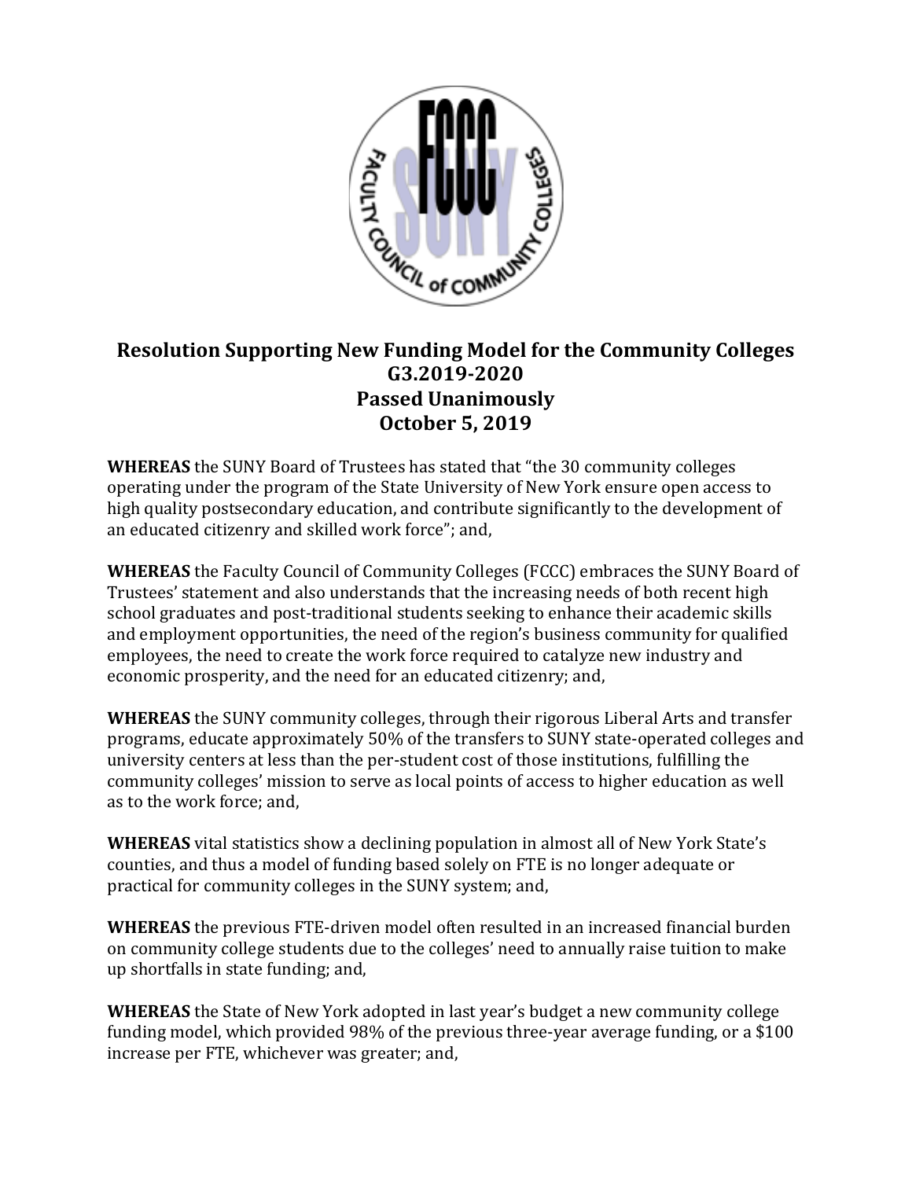# Resolution Supporting New Funding Model for the Community Colleges
## G3.2019-2020
## Passed Unanimously
## October 5, 2019

**WHEREAS** the SUNY Board of Trustees has stated that "the 30 community colleges operating under the program of the State University of New York ensure open access to high quality postsecondary education, and contribute significantly to the development of an educated citizenry and skilled work force"; and,

**WHEREAS** the Faculty Council of Community Colleges (FCCC) embraces the SUNY Board of Trustees' statement and also understands that the increasing needs of both recent high school graduates and post-traditional students seeking to enhance their academic skills and employment opportunities, the need of the region's business community for qualified employees, the need to create the work force required to catalyze new industry and economic prosperity, and the need for an educated citizenry; and,

**WHEREAS** the SUNY community colleges, through their rigorous Liberal Arts and transfer programs, educate approximately 50% of the transfers to SUNY state-operated colleges and university centers at less than the per-student cost of those institutions, fulfilling the community colleges' mission to serve as local points of access to higher education as well as to the work force; and,

**WHEREAS** vital statistics show a declining population in almost all of New York State's counties, and thus a model of funding based solely on FTE is no longer adequate or practical for community colleges in the SUNY system; and,

**WHEREAS** the previous FTE-driven model often resulted in an increased financial burden on community college students due to the colleges' need to annually raise tuition to make up shortfalls in state funding; and,

**WHEREAS** the State of New York adopted in last year's budget a new community college funding model, which provided 98% of the previous three-year average funding, or a $100 increase per FTE, whichever was greater; and,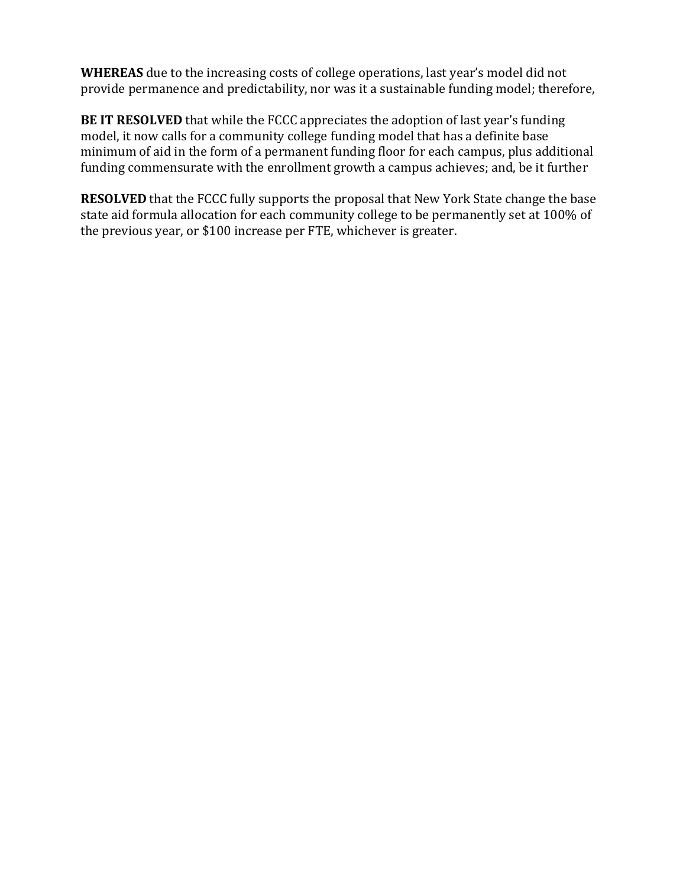**WHEREAS** due to the increasing costs of college operations, last year's model did not provide permanence and predictability, nor was it a sustainable funding model; therefore,

**BE IT RESOLVED** that while the FCCC appreciates the adoption of last year's funding model, it now calls for a community college funding model that has a definite base minimum of aid in the form of a permanent funding floor for each campus, plus additional funding commensurate with the enrollment growth a campus achieves; and, be it further

**RESOLVED** that the FCCC fully supports the proposal that New York State change the base state aid formula allocation for each community college to be permanently set at 100% of the previous year, or $100 increase per FTE, whichever is greater.